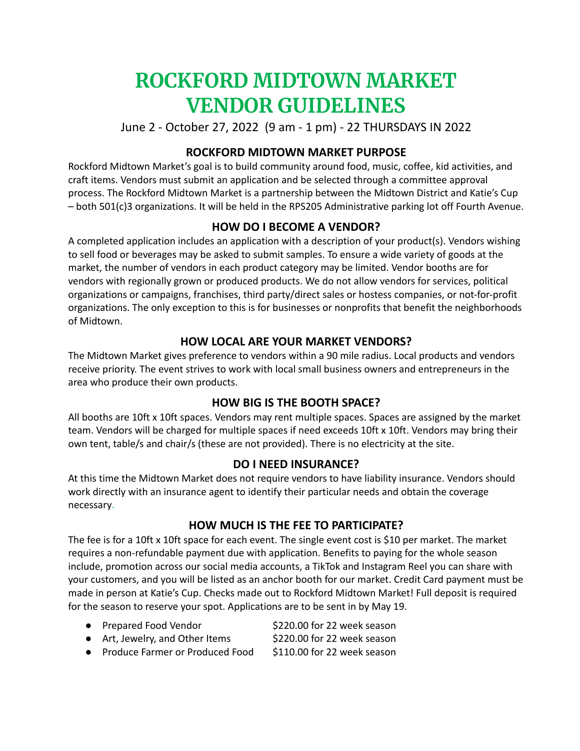# ROCKFORD MIDTOWN MARKET VENDOR GUIDELINES

June 2 - October 27, 2022 (9 am - 1 pm) - 22 THURSDAYS IN 2022

## ROCKFORD MIDTOWN MARKET PURPOSE

Rockford Midtown Market's goal is to build community around food, music, coffee, kid activities, and craft items. Vendors must submit an application and be selected through a committee approval process. The Rockford Midtown Market is a partnership between the Midtown District and Katie's Cup – both 501(c)3 organizations. It will be held in the RPS205 Administrative parking lot off Fourth Avenue.

## HOW DO I BECOME A VENDOR?

A completed application includes an application with a description of your product(s). Vendors wishing to sell food or beverages may be asked to submit samples. To ensure a wide variety of goods at the market, the number of vendors in each product category may be limited. Vendor booths are for vendors with regionally grown or produced products. We do not allow vendors for services, political organizations or campaigns, franchises, third party/direct sales or hostess companies, or not-for-profit organizations. The only exception to this is for businesses or nonprofits that benefit the neighborhoods of Midtown.

## HOW LOCAL ARE YOUR MARKET VENDORS?

The Midtown Market gives preference to vendors within a 90 mile radius. Local products and vendors receive priority. The event strives to work with local small business owners and entrepreneurs in the area who produce their own products.

## HOW BIG IS THE BOOTH SPACE?

All booths are 10ft x 10ft spaces. Vendors may rent multiple spaces. Spaces are assigned by the market team. Vendors will be charged for multiple spaces if need exceeds 10ft x 10ft. Vendors may bring their own tent, table/s and chair/s (these are not provided). There is no electricity at the site.

## DO I NEED INSURANCE?

At this time the Midtown Market does not require vendors to have liability insurance. Vendors should work directly with an insurance agent to identify their particular needs and obtain the coverage necessary.

## HOW MUCH IS THE FEE TO PARTICIPATE?

The fee is for a 10ft x 10ft space for each event. The single event cost is $10 per market. The market requires a non-refundable payment due with application. Benefits to paying for the whole season include, promotion across our social media accounts, a TikTok and Instagram Reel you can share with your customers, and you will be listed as an anchor booth for our market. Credit Card payment must be made in person at Katie's Cup. Checks made out to Rockford Midtown Market! Full deposit is required for the season to reserve your spot. Applications are to be sent in by May 19.

- Prepared Food Vendor — $220.00 for 22 week season
- Art, Jewelry, and Other Items — $220.00 for 22 week season
- Produce Farmer or Produced Food — $110.00 for 22 week season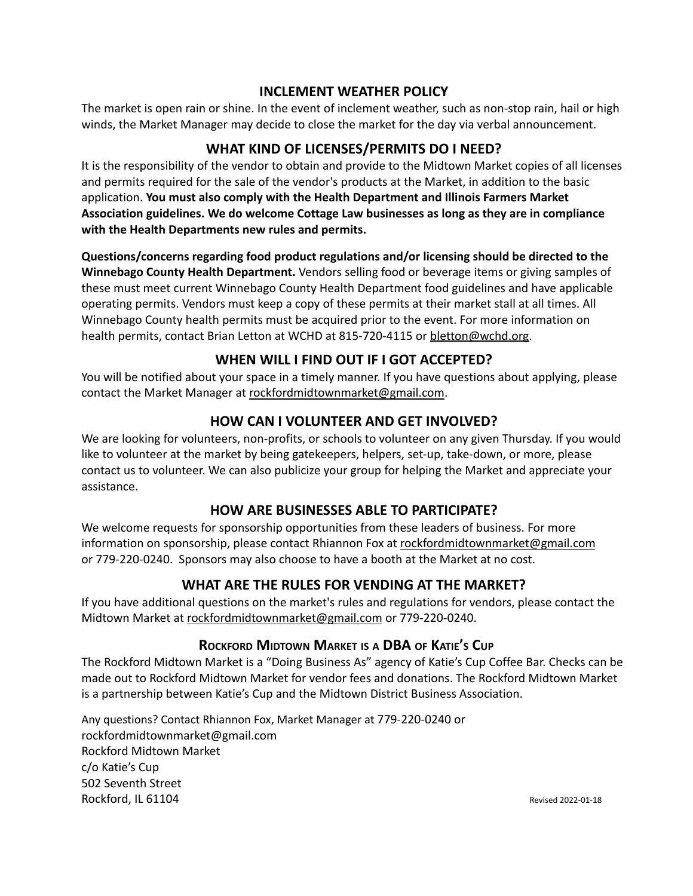## INCLEMENT WEATHER POLICY

The market is open rain or shine. In the event of inclement weather, such as non-stop rain, hail or high winds, the Market Manager may decide to close the market for the day via verbal announcement.

## WHAT KIND OF LICENSES/PERMITS DO I NEED?

It is the responsibility of the vendor to obtain and provide to the Midtown Market copies of all licenses and permits required for the sale of the vendor's products at the Market, in addition to the basic application. **You must also comply with the Health Department and Illinois Farmers Market Association guidelines. We do welcome Cottage Law businesses as long as they are in compliance with the Health Departments new rules and permits.**

**Questions/concerns regarding food product regulations and/or licensing should be directed to the Winnebago County Health Department.** Vendors selling food or beverage items or giving samples of these must meet current Winnebago County Health Department food guidelines and have applicable operating permits. Vendors must keep a copy of these permits at their market stall at all times. All Winnebago County health permits must be acquired prior to the event. For more information on health permits, contact Brian Letton at WCHD at 815-720-4115 or bletton@wchd.org.

## WHEN WILL I FIND OUT IF I GOT ACCEPTED?

You will be notified about your space in a timely manner. If you have questions about applying, please contact the Market Manager at rockfordmidtownmarket@gmail.com.

## HOW CAN I VOLUNTEER AND GET INVOLVED?

We are looking for volunteers, non-profits, or schools to volunteer on any given Thursday. If you would like to volunteer at the market by being gatekeepers, helpers, set-up, take-down, or more, please contact us to volunteer. We can also publicize your group for helping the Market and appreciate your assistance.

## HOW ARE BUSINESSES ABLE TO PARTICIPATE?

We welcome requests for sponsorship opportunities from these leaders of business. For more information on sponsorship, please contact Rhiannon Fox at rockfordmidtownmarket@gmail.com or 779-220-0240. Sponsors may also choose to have a booth at the Market at no cost.

## WHAT ARE THE RULES FOR VENDING AT THE MARKET?

If you have additional questions on the market's rules and regulations for vendors, please contact the Midtown Market at rockfordmidtownmarket@gmail.com or 779-220-0240.

## ROCKFORD MIDTOWN MARKET IS A DBA OF KATIE'S CUP

The Rockford Midtown Market is a "Doing Business As" agency of Katie's Cup Coffee Bar. Checks can be made out to Rockford Midtown Market for vendor fees and donations. The Rockford Midtown Market is a partnership between Katie's Cup and the Midtown District Business Association.

Any questions? Contact Rhiannon Fox, Market Manager at 779-220-0240 or
rockfordmidtownmarket@gmail.com
Rockford Midtown Market
c/o Katie's Cup
502 Seventh Street
Rockford, IL 61104

Revised 2022-01-18